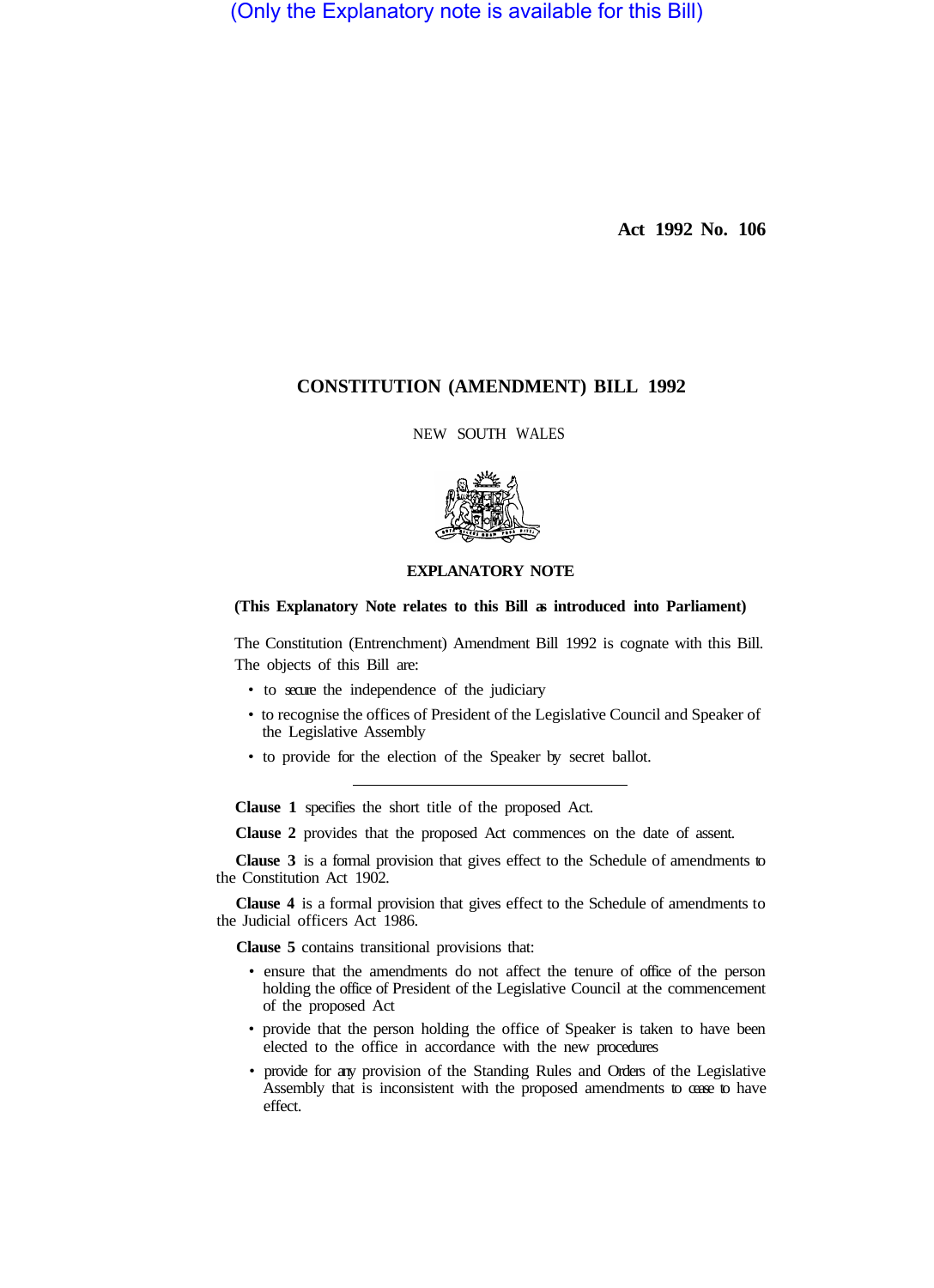(Only the Explanatory note is available for this Bill)

**Act 1992 No. 106**

# CONSTITUTION (AMENDMENT) BILL 1992

NEW SOUTH WALES

## EXPLANATORY NOTE

**(This Explanatory Note relates to this Bill as introduced into Parliament)**

The Constitution (Entrenchment) Amendment Bill 1992 is cognate with this Bill.

The objects of this Bill are:

- to secure the independence of the judiciary
- to recognise the offices of President of the Legislative Council and Speaker of the Legislative Assembly
- to provide for the election of the Speaker by secret ballot.

---

**Clause 1** specifies the short title of the proposed Act.

**Clause 2** provides that the proposed Act commences on the date of assent.

**Clause 3** is a formal provision that gives effect to the Schedule of amendments to the Constitution Act 1902.

**Clause 4** is a formal provision that gives effect to the Schedule of amendments to the Judicial officers Act 1986.

**Clause 5** contains transitional provisions that:

- ensure that the amendments do not affect the tenure of office of the person holding the office of President of the Legislative Council at the commencement of the proposed Act
- provide that the person holding the office of Speaker is taken to have been elected to the office in accordance with the new procedures
- provide for any provision of the Standing Rules and Orders of the Legislative Assembly that is inconsistent with the proposed amendments to cease to have effect.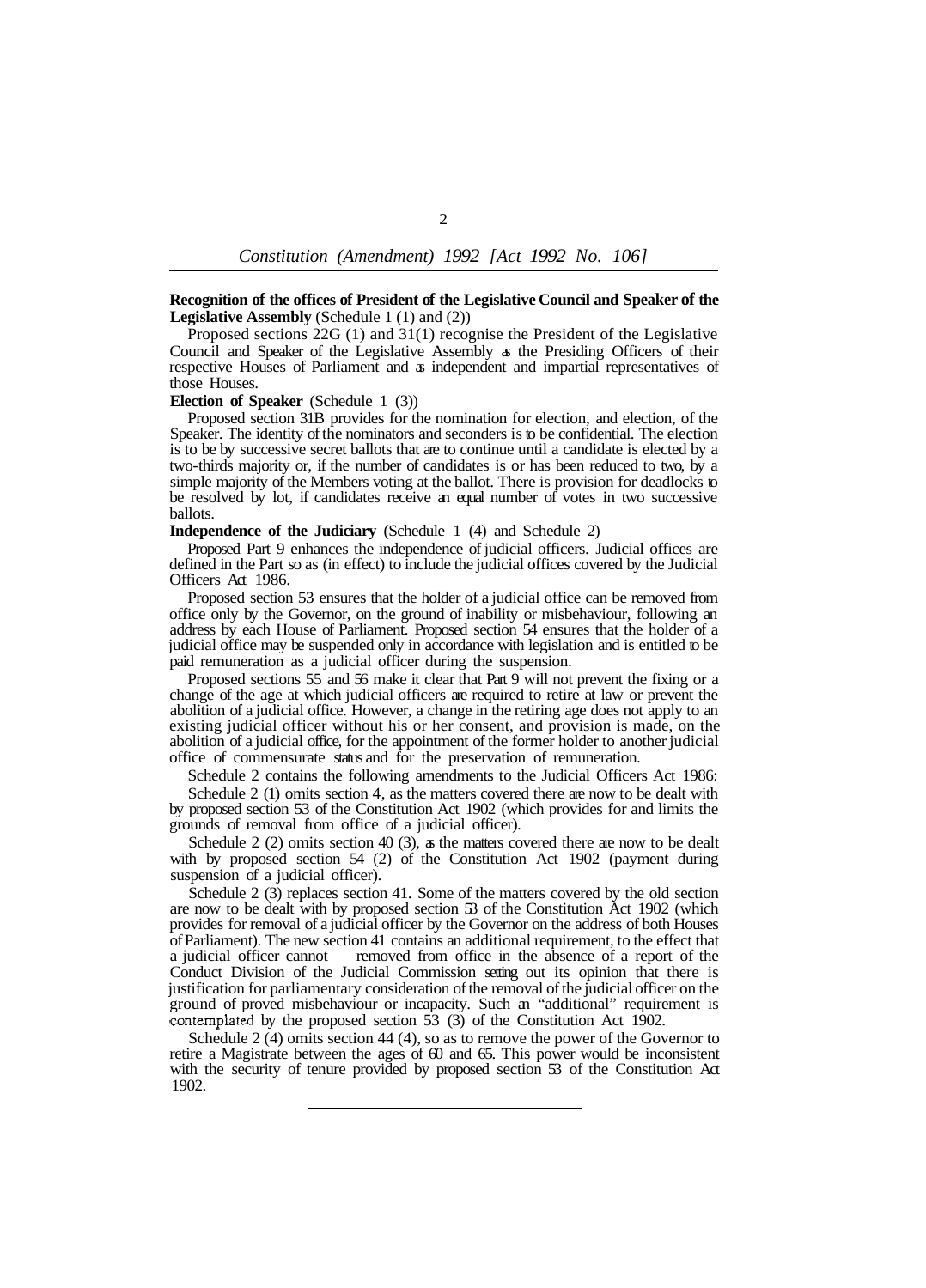**Recognition of the offices of President of the Legislative Council and Speaker of the Legislative Assembly** (Schedule 1 (1) and (2))

Proposed sections 22G (1) and 31(1) recognise the President of the Legislative Council and Speaker of the Legislative Assembly as the Presiding Officers of their respective Houses of Parliament and as independent and impartial representatives of those Houses.

**Election of Speaker** (Schedule 1 (3))

Proposed section 31B provides for the nomination for election, and election, of the Speaker. The identity of the nominators and seconders is to be confidential. The election is to be by successive secret ballots that are to continue until a candidate is elected by a two-thirds majority or, if the number of candidates is or has been reduced to two, by a simple majority of the Members voting at the ballot. There is provision for deadlocks to be resolved by lot, if candidates receive an equal number of votes in two successive ballots.

**Independence of the Judiciary** (Schedule 1 (4) and Schedule 2)

Proposed Part 9 enhances the independence of judicial officers. Judicial offices are defined in the Part so as (in effect) to include the judicial offices covered by the Judicial Officers Act 1986.

Proposed section 53 ensures that the holder of a judicial office can be removed from office only by the Governor, on the ground of inability or misbehaviour, following an address by each House of Parliament. Proposed section 54 ensures that the holder of a judicial office may be suspended only in accordance with legislation and is entitled to be paid remuneration as a judicial officer during the suspension.

Proposed sections 55 and 56 make it clear that Part 9 will not prevent the fixing or a change of the age at which judicial officers are required to retire at law or prevent the abolition of a judicial office. However, a change in the retiring age does not apply to an existing judicial officer without his or her consent, and provision is made, on the abolition of a judicial office, for the appointment of the former holder to another judicial office of commensurate status and for the preservation of remuneration.

Schedule 2 contains the following amendments to the Judicial Officers Act 1986:

Schedule 2 (1) omits section 4, as the matters covered there are now to be dealt with by proposed section 53 of the Constitution Act 1902 (which provides for and limits the grounds of removal from office of a judicial officer).

Schedule 2 (2) omits section 40 (3), as the matters covered there are now to be dealt with by proposed section 54 (2) of the Constitution Act 1902 (payment during suspension of a judicial officer).

Schedule 2 (3) replaces section 41. Some of the matters covered by the old section are now to be dealt with by proposed section 53 of the Constitution Act 1902 (which provides for removal of a judicial officer by the Governor on the address of both Houses of Parliament). The new section 41 contains an additional requirement, to the effect that a judicial officer cannot removed from office in the absence of a report of the Conduct Division of the Judicial Commission setting out its opinion that there is justification for parliamentary consideration of the removal of the judicial officer on the ground of proved misbehaviour or incapacity. Such an "additional" requirement is contemplated by the proposed section 53 (3) of the Constitution Act 1902.

Schedule 2 (4) omits section 44 (4), so as to remove the power of the Governor to retire a Magistrate between the ages of 60 and 65. This power would be inconsistent with the security of tenure provided by proposed section 53 of the Constitution Act 1902.